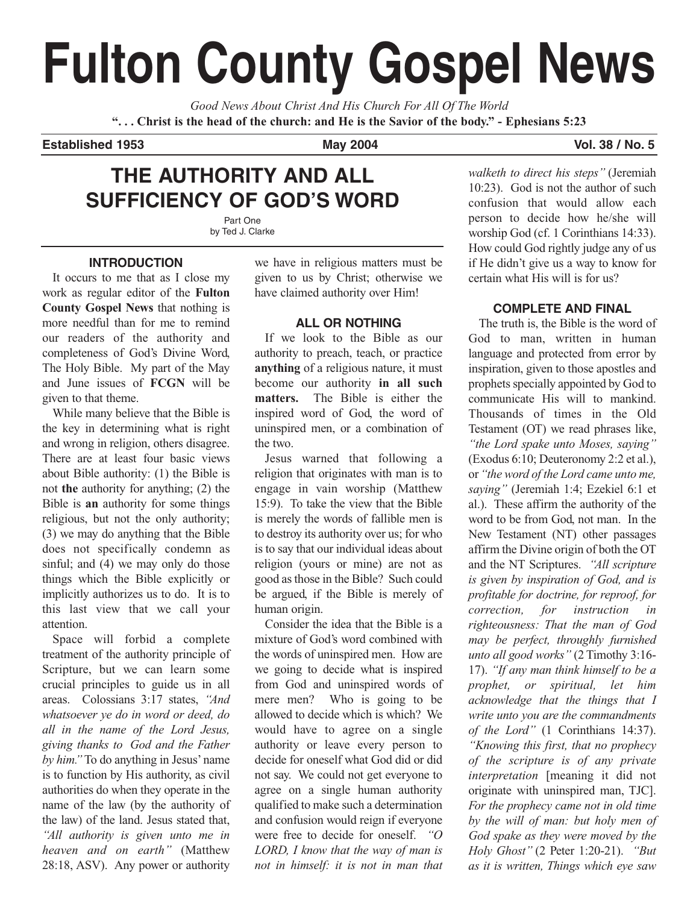# Fulton County Gospel News

*Good News About Christ And His Church For All Of The World*

**". . . Christ is the head of the church: and He is the Savior of the body." - Ephesians 5:23**

**Established 1953** **May 2004** **Vol. 38 / No. 5**

## THE AUTHORITY AND ALL SUFFICIENCY OF GOD'S WORD

Part One
by Ted J. Clarke

### INTRODUCTION

It occurs to me that as I close my work as regular editor of the **Fulton County Gospel News** that nothing is more needful than for me to remind our readers of the authority and completeness of God's Divine Word, The Holy Bible. My part of the May and June issues of **FCGN** will be given to that theme.

While many believe that the Bible is the key in determining what is right and wrong in religion, others disagree. There are at least four basic views about Bible authority: (1) the Bible is not **the** authority for anything; (2) the Bible is **an** authority for some things religious, but not the only authority; (3) we may do anything that the Bible does not specifically condemn as sinful; and (4) we may only do those things which the Bible explicitly or implicitly authorizes us to do. It is to this last view that we call your attention.

Space will forbid a complete treatment of the authority principle of Scripture, but we can learn some crucial principles to guide us in all areas. Colossians 3:17 states, *"And whatsoever ye do in word or deed, do all in the name of the Lord Jesus, giving thanks to God and the Father by him."* To do anything in Jesus' name is to function by His authority, as civil authorities do when they operate in the name of the law (by the authority of the law) of the land. Jesus stated that, *"All authority is given unto me in heaven and on earth"* (Matthew 28:18, ASV). Any power or authority we have in religious matters must be given to us by Christ; otherwise we have claimed authority over Him!

### ALL OR NOTHING

If we look to the Bible as our authority to preach, teach, or practice **anything** of a religious nature, it must become our authority **in all such matters.** The Bible is either the inspired word of God, the word of uninspired men, or a combination of the two.

Jesus warned that following a religion that originates with man is to engage in vain worship (Matthew 15:9). To take the view that the Bible is merely the words of fallible men is to destroy its authority over us; for who is to say that our individual ideas about religion (yours or mine) are not as good as those in the Bible? Such could be argued, if the Bible is merely of human origin.

Consider the idea that the Bible is a mixture of God's word combined with the words of uninspired men. How are we going to decide what is inspired from God and uninspired words of mere men? Who is going to be allowed to decide which is which? We would have to agree on a single authority or leave every person to decide for oneself what God did or did not say. We could not get everyone to agree on a single human authority qualified to make such a determination and confusion would reign if everyone were free to decide for oneself. *"O LORD, I know that the way of man is not in himself: it is not in man that walketh to direct his steps"* (Jeremiah 10:23). God is not the author of such confusion that would allow each person to decide how he/she will worship God (cf. 1 Corinthians 14:33). How could God rightly judge any of us if He didn't give us a way to know for certain what His will is for us?

### COMPLETE AND FINAL

The truth is, the Bible is the word of God to man, written in human language and protected from error by inspiration, given to those apostles and prophets specially appointed by God to communicate His will to mankind. Thousands of times in the Old Testament (OT) we read phrases like, *"the Lord spake unto Moses, saying"* (Exodus 6:10; Deuteronomy 2:2 et al.), or *"the word of the Lord came unto me, saying"* (Jeremiah 1:4; Ezekiel 6:1 et al.). These affirm the authority of the word to be from God, not man. In the New Testament (NT) other passages affirm the Divine origin of both the OT and the NT Scriptures. *"All scripture is given by inspiration of God, and is profitable for doctrine, for reproof, for correction, for instruction in righteousness: That the man of God may be perfect, throughly furnished unto all good works"* (2 Timothy 3:16-17). *"If any man think himself to be a prophet, or spiritual, let him acknowledge that the things that I write unto you are the commandments of the Lord"* (1 Corinthians 14:37). *"Knowing this first, that no prophecy of the scripture is of any private interpretation* [meaning it did not originate with uninspired man, TJC]. *For the prophecy came not in old time by the will of man: but holy men of God spake as they were moved by the Holy Ghost"* (2 Peter 1:20-21). *"But as it is written, Things which eye saw*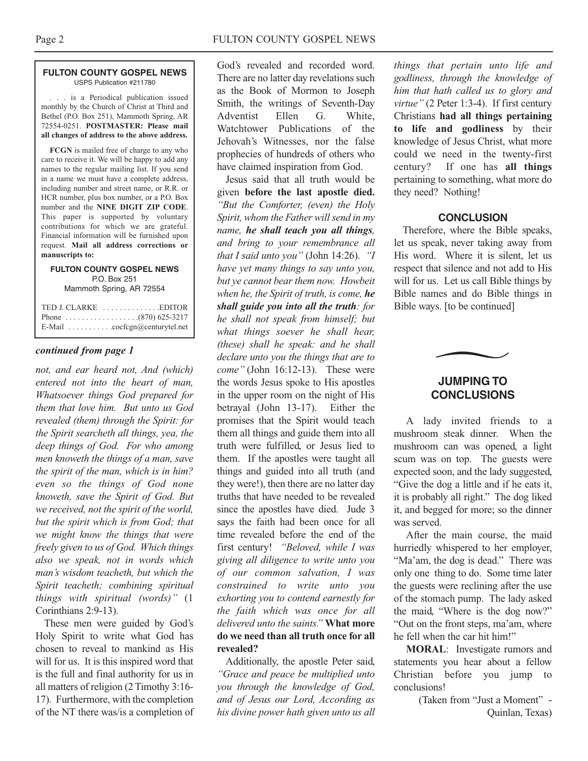**FULTON COUNTY GOSPEL NEWS**
USPS Publication #211780

. . . is a Periodical publication issued monthly by the Church of Christ at Third and Bethel (P.O. Box 251), Mammoth Spring, AR 72554-0251. **POSTMASTER: Please mail all changes of address to the above address.**

**FCGN** is mailed free of charge to any who care to receive it. We will be happy to add any names to the regular mailing list. If you send in a name we must have a complete address, including number and street name, or R.R. or HCR number, plus box number, or a P.O. Box number and the **NINE DIGIT ZIP CODE**. This paper is supported by voluntary contributions for which we are grateful. Financial information will be furnished upon request. **Mail all address corrections or manuscripts to:**

**FULTON COUNTY GOSPEL NEWS**
P.O. Box 251
Mammoth Spring, AR 72554

TED J. CLARKE . . . . . . . . . . . . . .EDITOR
Phone . . . . . . . . . . . . . . . . . .(870) 625-3217
E-Mail . . . . . . . . . . .cocfcgn@centurytel.net

***continued from page 1***

*not, and ear heard not, And (which) entered not into the heart of man, Whatsoever things God prepared for them that love him. But unto us God revealed (them) through the Spirit: for the Spirit searcheth all things, yea, the deep things of God. For who among men knoweth the things of a man, save the spirit of the man, which is in him? even so the things of God none knoweth, save the Spirit of God. But we received, not the spirit of the world, but the spirit which is from God; that we might know the things that were freely given to us of God. Which things also we speak, not in words which man's wisdom teacheth, but which the Spirit teacheth; combining spiritual things with spiritual (words)"* (1 Corinthians 2:9-13).

These men were guided by God's Holy Spirit to write what God has chosen to reveal to mankind as His will for us. It is this inspired word that is the full and final authority for us in all matters of religion (2 Timothy 3:16-17). Furthermore, with the completion of the NT there was/is a completion of God's revealed and recorded word. There are no latter day revelations such as the Book of Mormon to Joseph Smith, the writings of Seventh-Day Adventist Ellen G. White, Watchtower Publications of the Jehovah's Witnesses, nor the false prophecies of hundreds of others who have claimed inspiration from God.

Jesus said that all truth would be given **before the last apostle died.** *"But the Comforter, (even) the Holy Spirit, whom the Father will send in my name, **he shall teach you all things**, and bring to your remembrance all that I said unto you"* (John 14:26). *"I have yet many things to say unto you, but ye cannot bear them now. Howbeit when he, the Spirit of truth, is come, **he shall guide you into all the truth**: for he shall not speak from himself; but what things soever he shall hear, (these) shall he speak: and he shall declare unto you the things that are to come"* (John 16:12-13). These were the words Jesus spoke to His apostles in the upper room on the night of His betrayal (John 13-17). Either the promises that the Spirit would teach them all things and guide them into all truth were fulfilled, or Jesus lied to them. If the apostles were taught all things and guided into all truth (and they were!), then there are no latter day truths that have needed to be revealed since the apostles have died. Jude 3 says the faith had been once for all time revealed before the end of the first century! *"Beloved, while I was giving all diligence to write unto you of our common salvation, I was constrained to write unto you exhorting you to contend earnestly for the faith which was once for all delivered unto the saints."* **What more do we need than all truth once for all revealed?**

Additionally, the apostle Peter said, *"Grace and peace be multiplied unto you through the knowledge of God, and of Jesus our Lord, According as his divine power hath given unto us all things that pertain unto life and godliness, through the knowledge of him that hath called us to glory and virtue"* (2 Peter 1:3-4). If first century Christians **had all things pertaining to life and godliness** by their knowledge of Jesus Christ, what more could we need in the twenty-first century? If one has **all things** pertaining to something, what more do they need? Nothing!

### CONCLUSION

Therefore, where the Bible speaks, let us speak, never taking away from His word. Where it is silent, let us respect that silence and not add to His will for us. Let us call Bible things by Bible names and do Bible things in Bible ways. [to be continued]

## JUMPING TO CONCLUSIONS

A lady invited friends to a mushroom steak dinner. When the mushroom can was opened, a light scum was on top. The guests were expected soon, and the lady suggested, "Give the dog a little and if he eats it, it is probably all right." The dog liked it, and begged for more; so the dinner was served.

After the main course, the maid hurriedly whispered to her employer, "Ma'am, the dog is dead." There was only one thing to do. Some time later the guests were reclining after the use of the stomach pump. The lady asked the maid, "Where is the dog now?" "Out on the front steps, ma'am, where he fell when the car hit him!"

**MORAL**: Investigate rumors and statements you hear about a fellow Christian before you jump to conclusions!

(Taken from "Just a Moment" - Quinlan, Texas)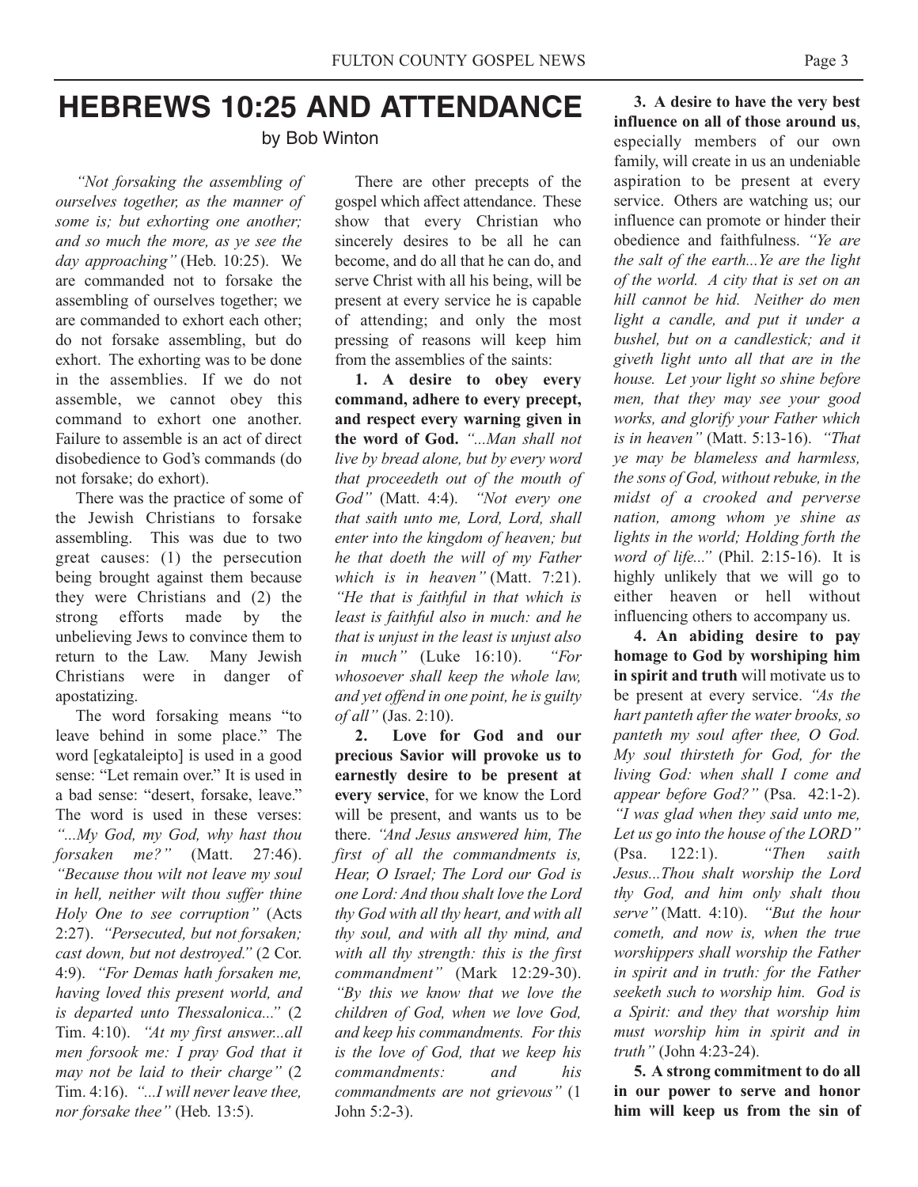# HEBREWS 10:25 AND ATTENDANCE

by Bob Winton

*"Not forsaking the assembling of ourselves together, as the manner of some is; but exhorting one another; and so much the more, as ye see the day approaching"* (Heb. 10:25). We are commanded not to forsake the assembling of ourselves together; we are commanded to exhort each other; do not forsake assembling, but do exhort. The exhorting was to be done in the assemblies. If we do not assemble, we cannot obey this command to exhort one another. Failure to assemble is an act of direct disobedience to God's commands (do not forsake; do exhort).

There was the practice of some of the Jewish Christians to forsake assembling. This was due to two great causes: (1) the persecution being brought against them because they were Christians and (2) the strong efforts made by the unbelieving Jews to convince them to return to the Law. Many Jewish Christians were in danger of apostatizing.

The word forsaking means "to leave behind in some place." The word [egkataleipto] is used in a good sense: "Let remain over." It is used in a bad sense: "desert, forsake, leave." The word is used in these verses: *"...My God, my God, why hast thou forsaken me?"* (Matt. 27:46). *"Because thou wilt not leave my soul in hell, neither wilt thou suffer thine Holy One to see corruption"* (Acts 2:27). *"Persecuted, but not forsaken; cast down, but not destroyed."* (2 Cor. 4:9). *"For Demas hath forsaken me, having loved this present world, and is departed unto Thessalonica..."* (2 Tim. 4:10). *"At my first answer...all men forsook me: I pray God that it may not be laid to their charge"* (2 Tim. 4:16). *"...I will never leave thee, nor forsake thee"* (Heb. 13:5).

There are other precepts of the gospel which affect attendance. These show that every Christian who sincerely desires to be all he can become, and do all that he can do, and serve Christ with all his being, will be present at every service he is capable of attending; and only the most pressing of reasons will keep him from the assemblies of the saints:

**1. A desire to obey every command, adhere to every precept, and respect every warning given in the word of God.** *"...Man shall not live by bread alone, but by every word that proceedeth out of the mouth of God"* (Matt. 4:4). *"Not every one that saith unto me, Lord, Lord, shall enter into the kingdom of heaven; but he that doeth the will of my Father which is in heaven"* (Matt. 7:21). *"He that is faithful in that which is least is faithful also in much: and he that is unjust in the least is unjust also in much"* (Luke 16:10). *"For whosoever shall keep the whole law, and yet offend in one point, he is guilty of all"* (Jas. 2:10).

**2. Love for God and our precious Savior will provoke us to earnestly desire to be present at every service**, for we know the Lord will be present, and wants us to be there. *"And Jesus answered him, The first of all the commandments is, Hear, O Israel; The Lord our God is one Lord: And thou shalt love the Lord thy God with all thy heart, and with all thy soul, and with all thy mind, and with all thy strength: this is the first commandment"* (Mark 12:29-30). *"By this we know that we love the children of God, when we love God, and keep his commandments. For this is the love of God, that we keep his commandments: and his commandments are not grievous"* (1 John 5:2-3).

**3. A desire to have the very best influence on all of those around us**, especially members of our own family, will create in us an undeniable aspiration to be present at every service. Others are watching us; our influence can promote or hinder their obedience and faithfulness. *"Ye are the salt of the earth...Ye are the light of the world. A city that is set on an hill cannot be hid. Neither do men light a candle, and put it under a bushel, but on a candlestick; and it giveth light unto all that are in the house. Let your light so shine before men, that they may see your good works, and glorify your Father which is in heaven"* (Matt. 5:13-16). *"That ye may be blameless and harmless, the sons of God, without rebuke, in the midst of a crooked and perverse nation, among whom ye shine as lights in the world; Holding forth the word of life..."* (Phil. 2:15-16). It is highly unlikely that we will go to either heaven or hell without influencing others to accompany us.

**4. An abiding desire to pay homage to God by worshiping him in spirit and truth** will motivate us to be present at every service. *"As the hart panteth after the water brooks, so panteth my soul after thee, O God. My soul thirsteth for God, for the living God: when shall I come and appear before God?"* (Psa. 42:1-2). *"I was glad when they said unto me, Let us go into the house of the LORD"* (Psa. 122:1). *"Then saith Jesus...Thou shalt worship the Lord thy God, and him only shalt thou serve"* (Matt. 4:10). *"But the hour cometh, and now is, when the true worshippers shall worship the Father in spirit and in truth: for the Father seeketh such to worship him. God is a Spirit: and they that worship him must worship him in spirit and in truth"* (John 4:23-24).

**5. A strong commitment to do all in our power to serve and honor him will keep us from the sin of**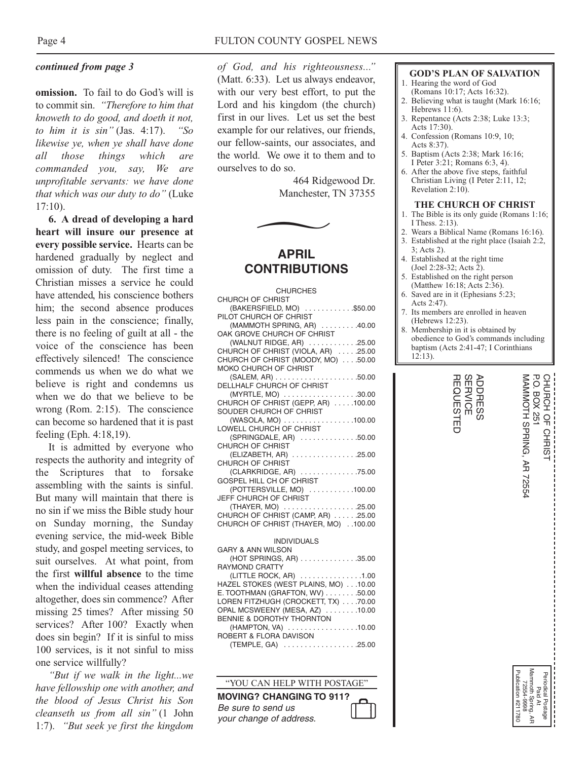*continued from page 3*

**omission.** To fail to do God's will is to commit sin. *"Therefore to him that knoweth to do good, and doeth it not, to him it is sin"* (Jas. 4:17). *"So likewise ye, when ye shall have done all those things which are commanded you, say, We are unprofitable servants: we have done that which was our duty to do"* (Luke 17:10).

**6. A dread of developing a hard heart will insure our presence at every possible service.** Hearts can be hardened gradually by neglect and omission of duty. The first time a Christian misses a service he could have attended, his conscience bothers him; the second absence produces less pain in the conscience; finally, there is no feeling of guilt at all - the voice of the conscience has been effectively silenced! The conscience commends us when we do what we believe is right and condemns us when we do that we believe to be wrong (Rom. 2:15). The conscience can become so hardened that it is past feeling (Eph. 4:18,19).

It is admitted by everyone who respects the authority and integrity of the Scriptures that to forsake assembling with the saints is sinful. But many will maintain that there is no sin if we miss the Bible study hour on Sunday morning, the Sunday evening service, the mid-week Bible study, and gospel meeting services, to suit ourselves. At what point, from the first **willful absence** to the time when the individual ceases attending altogether, does sin commence? After missing 25 times? After missing 50 services? After 100? Exactly when does sin begin? If it is sinful to miss 100 services, is it not sinful to miss one service willfully?

*"But if we walk in the light...we have fellowship one with another, and the blood of Jesus Christ his Son cleanseth us from all sin"* (1 John 1:7). *"But seek ye first the kingdom of God, and his righteousness..."* (Matt. 6:33). Let us always endeavor, with our very best effort, to put the Lord and his kingdom (the church) first in our lives. Let us set the best example for our relatives, our friends, our fellow-saints, our associates, and the world. We owe it to them and to ourselves to do so.

464 Ridgewood Dr.
Manchester, TN 37355

## APRIL CONTRIBUTIONS

CHURCHES

CHURCH OF CHRIST (BAKERSFIELD, MO) ....$50.00
PILOT CHURCH OF CHRIST (MAMMOTH SPRING, AR) ....40.00
OAK GROVE CHURCH OF CHRIST (WALNUT RIDGE, AR) ....25.00
CHURCH OF CHRIST (VIOLA, AR) ....25.00
CHURCH OF CHRIST (MOODY, MO) ....50.00
MOKO CHURCH OF CHRIST (SALEM, AR) ....50.00
DELLHALF CHURCH OF CHRIST (MYRTLE, MO) ....30.00
CHURCH OF CHRIST (GEPP, AR) ....100.00
SOUDER CHURCH OF CHRIST (WASOLA, MO) ....100.00
LOWELL CHURCH OF CHRIST (SPRINGDALE, AR) ....50.00
CHURCH OF CHRIST (ELIZABETH, AR) ....25.00
CHURCH OF CHRIST (CLARKRIDGE, AR) ....75.00
GOSPEL HILL CH OF CHRIST (POTTERSVILLE, MO) ....100.00
JEFF CHURCH OF CHRIST (THAYER, MO) ....25.00
CHURCH OF CHRIST (CAMP, AR) ....25.00
CHURCH OF CHRIST (THAYER, MO) ....100.00

INDIVIDUALS

GARY & ANN WILSON (HOT SPRINGS, AR) ....35.00
RAYMOND CRATTY (LITTLE ROCK, AR) ....1.00
HAZEL STOKES (WEST PLAINS, MO) ....10.00
E. TOOTHMAN (GRAFTON, WV) ....50.00
LOREN FITZHUGH (CROCKETT, TX) ....70.00
OPAL MCSWEENY (MESA, AZ) ....10.00
BENNIE & DOROTHY THORNTON (HAMPTON, VA) ....10.00
ROBERT & FLORA DAVISON (TEMPLE, GA) ....25.00

"YOU CAN HELP WITH POSTAGE"

**MOVING? CHANGING TO 911?**
*Be sure to send us your change of address.*

### GOD'S PLAN OF SALVATION

1. Hearing the word of God (Romans 10:17; Acts 16:32).
2. Believing what is taught (Mark 16:16; Hebrews 11:6).
3. Repentance (Acts 2:38; Luke 13:3; Acts 17:30).
4. Confession (Romans 10:9, 10; Acts 8:37).
5. Baptism (Acts 2:38; Mark 16:16; I Peter 3:21; Romans 6:3, 4).
6. After the above five steps, faithful Christian Living (I Peter 2:11, 12; Revelation 2:10).

### THE CHURCH OF CHRIST

1. The Bible is its only guide (Romans 1:16; I Thess. 2:13).
2. Wears a Biblical Name (Romans 16:16).
3. Established at the right place (Isaiah 2:2, 3; Acts 2).
4. Established at the right time (Joel 2:28-32; Acts 2).
5. Established on the right person (Matthew 16:18; Acts 2:36).
6. Saved are in it (Ephesians 5:23; Acts 2:47).
7. Its members are enrolled in heaven (Hebrews 12:23).
8. Membership in it is obtained by obedience to God's commands including baptism (Acts 2:41-47; I Corinthians 12:13).

CHURCH OF CHRIST
P.O. BOX 251
MAMMOTH SPRING, AR 72554

ADDRESS
SERVICE
REQUESTED

Periodical Postage
Paid At
Mammoth Spring, AR
72554-9998
Publication #211780